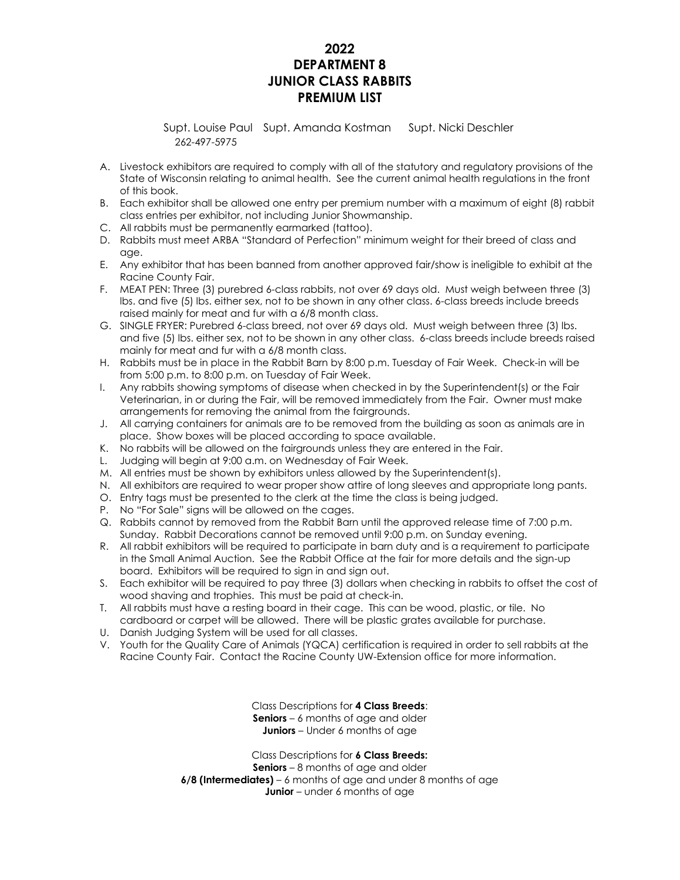# 2022
# DEPARTMENT 8
# JUNIOR CLASS RABBITS
# PREMIUM LIST

Supt. Louise Paul Supt. Amanda Kostman Supt. Nicki Deschler
262-497-5975

A. Livestock exhibitors are required to comply with all of the statutory and regulatory provisions of the State of Wisconsin relating to animal health. See the current animal health regulations in the front of this book.
B. Each exhibitor shall be allowed one entry per premium number with a maximum of eight (8) rabbit class entries per exhibitor, not including Junior Showmanship.
C. All rabbits must be permanently earmarked (tattoo).
D. Rabbits must meet ARBA "Standard of Perfection" minimum weight for their breed of class and age.
E. Any exhibitor that has been banned from another approved fair/show is ineligible to exhibit at the Racine County Fair.
F. MEAT PEN: Three (3) purebred 6-class rabbits, not over 69 days old. Must weigh between three (3) lbs. and five (5) lbs. either sex, not to be shown in any other class. 6-class breeds include breeds raised mainly for meat and fur with a 6/8 month class.
G. SINGLE FRYER: Purebred 6-class breed, not over 69 days old. Must weigh between three (3) lbs. and five (5) lbs. either sex, not to be shown in any other class. 6-class breeds include breeds raised mainly for meat and fur with a 6/8 month class.
H. Rabbits must be in place in the Rabbit Barn by 8:00 p.m. Tuesday of Fair Week. Check-in will be from 5:00 p.m. to 8:00 p.m. on Tuesday of Fair Week.
I. Any rabbits showing symptoms of disease when checked in by the Superintendent(s) or the Fair Veterinarian, in or during the Fair, will be removed immediately from the Fair. Owner must make arrangements for removing the animal from the fairgrounds.
J. All carrying containers for animals are to be removed from the building as soon as animals are in place. Show boxes will be placed according to space available.
K. No rabbits will be allowed on the fairgrounds unless they are entered in the Fair.
L. Judging will begin at 9:00 a.m. on Wednesday of Fair Week.
M. All entries must be shown by exhibitors unless allowed by the Superintendent(s).
N. All exhibitors are required to wear proper show attire of long sleeves and appropriate long pants.
O. Entry tags must be presented to the clerk at the time the class is being judged.
P. No "For Sale" signs will be allowed on the cages.
Q. Rabbits cannot by removed from the Rabbit Barn until the approved release time of 7:00 p.m. Sunday. Rabbit Decorations cannot be removed until 9:00 p.m. on Sunday evening.
R. All rabbit exhibitors will be required to participate in barn duty and is a requirement to participate in the Small Animal Auction. See the Rabbit Office at the fair for more details and the sign-up board. Exhibitors will be required to sign in and sign out.
S. Each exhibitor will be required to pay three (3) dollars when checking in rabbits to offset the cost of wood shaving and trophies. This must be paid at check-in.
T. All rabbits must have a resting board in their cage. This can be wood, plastic, or tile. No cardboard or carpet will be allowed. There will be plastic grates available for purchase.
U. Danish Judging System will be used for all classes.
V. Youth for the Quality Care of Animals (YQCA) certification is required in order to sell rabbits at the Racine County Fair. Contact the Racine County UW-Extension office for more information.

Class Descriptions for **4 Class Breeds**:
**Seniors** – 6 months of age and older
**Juniors** – Under 6 months of age

Class Descriptions for **6 Class Breeds:**
**Seniors** – 8 months of age and older
**6/8 (Intermediates)** – 6 months of age and under 8 months of age
**Junior** – under 6 months of age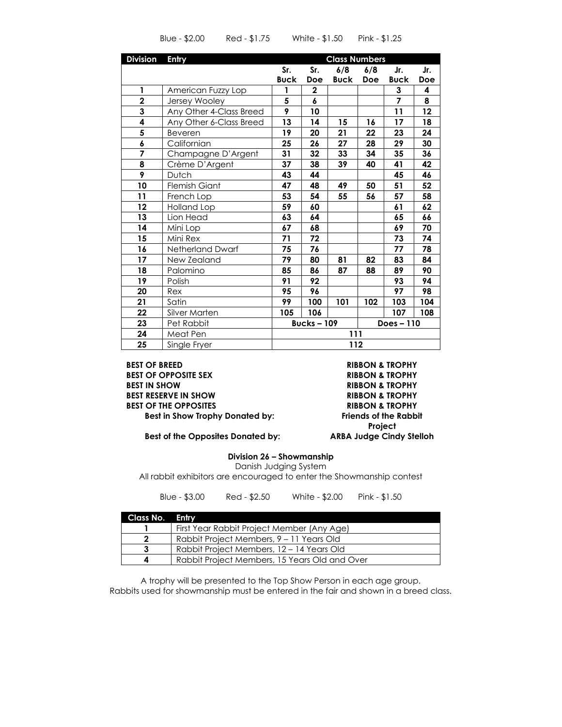Blue - $2.00 Red - $1.75 White - $1.50 Pink - $1.25

| Division | Entry | Class Numbers | | | | | |
|---|---|---|---|---|---|---|---|
| | | Sr. Buck | Sr. Doe | 6/8 Buck | 6/8 Doe | Jr. Buck | Jr. Doe |
| 1 | American Fuzzy Lop | 1 | 2 | | | 3 | 4 |
| 2 | Jersey Wooley | 5 | 6 | | | 7 | 8 |
| 3 | Any Other 4-Class Breed | 9 | 10 | | | 11 | 12 |
| 4 | Any Other 6-Class Breed | 13 | 14 | 15 | 16 | 17 | 18 |
| 5 | Beveren | 19 | 20 | 21 | 22 | 23 | 24 |
| 6 | Californian | 25 | 26 | 27 | 28 | 29 | 30 |
| 7 | Champagne D'Argent | 31 | 32 | 33 | 34 | 35 | 36 |
| 8 | Crème D'Argent | 37 | 38 | 39 | 40 | 41 | 42 |
| 9 | Dutch | 43 | 44 | | | 45 | 46 |
| 10 | Flemish Giant | 47 | 48 | 49 | 50 | 51 | 52 |
| 11 | French Lop | 53 | 54 | 55 | 56 | 57 | 58 |
| 12 | Holland Lop | 59 | 60 | | | 61 | 62 |
| 13 | Lion Head | 63 | 64 | | | 65 | 66 |
| 14 | Mini Lop | 67 | 68 | | | 69 | 70 |
| 15 | Mini Rex | 71 | 72 | | | 73 | 74 |
| 16 | Netherland Dwarf | 75 | 76 | | | 77 | 78 |
| 17 | New Zealand | 79 | 80 | 81 | 82 | 83 | 84 |
| 18 | Palomino | 85 | 86 | 87 | 88 | 89 | 90 |
| 19 | Polish | 91 | 92 | | | 93 | 94 |
| 20 | Rex | 95 | 96 | | | 97 | 98 |
| 21 | Satin | 99 | 100 | 101 | 102 | 103 | 104 |
| 22 | Silver Marten | 105 | 106 | | | 107 | 108 |
| 23 | Pet Rabbit | Bucks – 109 | | | Does – 110 | | |
| 24 | Meat Pen | 111 | | | | | |
| 25 | Single Fryer | 112 | | | | | |

**BEST OF BREED** — **RIBBON & TROPHY**
**BEST OF OPPOSITE SEX** — **RIBBON & TROPHY**
**BEST IN SHOW** — **RIBBON & TROPHY**
**BEST RESERVE IN SHOW** — **RIBBON & TROPHY**
**BEST OF THE OPPOSITES** — **RIBBON & TROPHY**

**Best in Show Trophy Donated by:** **Friends of the Rabbit Project**

**Best of the Opposites Donated by:** **ARBA Judge Cindy Stelloh**

## Division 26 – Showmanship

Danish Judging System

All rabbit exhibitors are encouraged to enter the Showmanship contest

Blue - $3.00 Red - $2.50 White - $2.00 Pink - $1.50

| Class No. | Entry |
|---|---|
| 1 | First Year Rabbit Project Member (Any Age) |
| 2 | Rabbit Project Members, 9 – 11 Years Old |
| 3 | Rabbit Project Members, 12 – 14 Years Old |
| 4 | Rabbit Project Members, 15 Years Old and Over |

A trophy will be presented to the Top Show Person in each age group.
Rabbits used for showmanship must be entered in the fair and shown in a breed class.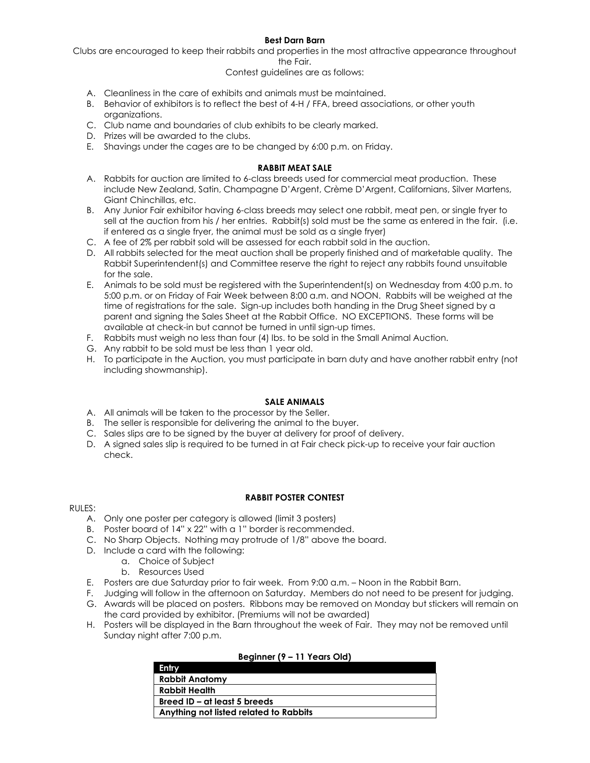### Best Darn Barn

Clubs are encouraged to keep their rabbits and properties in the most attractive appearance throughout the Fair.

Contest guidelines are as follows:

A. Cleanliness in the care of exhibits and animals must be maintained.
B. Behavior of exhibitors is to reflect the best of 4-H / FFA, breed associations, or other youth organizations.
C. Club name and boundaries of club exhibits to be clearly marked.
D. Prizes will be awarded to the clubs.
E. Shavings under the cages are to be changed by 6:00 p.m. on Friday.

### RABBIT MEAT SALE

A. Rabbits for auction are limited to 6-class breeds used for commercial meat production. These include New Zealand, Satin, Champagne D'Argent, Crème D'Argent, Californians, Silver Martens, Giant Chinchillas, etc.
B. Any Junior Fair exhibitor having 6-class breeds may select one rabbit, meat pen, or single fryer to sell at the auction from his / her entries. Rabbit(s) sold must be the same as entered in the fair. (i.e. if entered as a single fryer, the animal must be sold as a single fryer)
C. A fee of 2% per rabbit sold will be assessed for each rabbit sold in the auction.
D. All rabbits selected for the meat auction shall be properly finished and of marketable quality. The Rabbit Superintendent(s) and Committee reserve the right to reject any rabbits found unsuitable for the sale.
E. Animals to be sold must be registered with the Superintendent(s) on Wednesday from 4:00 p.m. to 5:00 p.m. or on Friday of Fair Week between 8:00 a.m. and NOON. Rabbits will be weighed at the time of registrations for the sale. Sign-up includes both handing in the Drug Sheet signed by a parent and signing the Sales Sheet at the Rabbit Office. NO EXCEPTIONS. These forms will be available at check-in but cannot be turned in until sign-up times.
F. Rabbits must weigh no less than four (4) lbs. to be sold in the Small Animal Auction.
G. Any rabbit to be sold must be less than 1 year old.
H. To participate in the Auction, you must participate in barn duty and have another rabbit entry (not including showmanship).

### SALE ANIMALS

A. All animals will be taken to the processor by the Seller.
B. The seller is responsible for delivering the animal to the buyer.
C. Sales slips are to be signed by the buyer at delivery for proof of delivery.
D. A signed sales slip is required to be turned in at Fair check pick-up to receive your fair auction check.

### RABBIT POSTER CONTEST

RULES:

A. Only one poster per category is allowed (limit 3 posters)
B. Poster board of 14" x 22" with a 1" border is recommended.
C. No Sharp Objects. Nothing may protrude of 1/8" above the board.
D. Include a card with the following:
    a. Choice of Subject
    b. Resources Used
E. Posters are due Saturday prior to fair week. From 9:00 a.m. – Noon in the Rabbit Barn.
F. Judging will follow in the afternoon on Saturday. Members do not need to be present for judging.
G. Awards will be placed on posters. Ribbons may be removed on Monday but stickers will remain on the card provided by exhibitor. (Premiums will not be awarded)
H. Posters will be displayed in the Barn throughout the week of Fair. They may not be removed until Sunday night after 7:00 p.m.

**Beginner (9 – 11 Years Old)**

| Entry |
|---|
| **Rabbit Anatomy** |
| **Rabbit Health** |
| **Breed ID – at least 5 breeds** |
| **Anything not listed related to Rabbits** |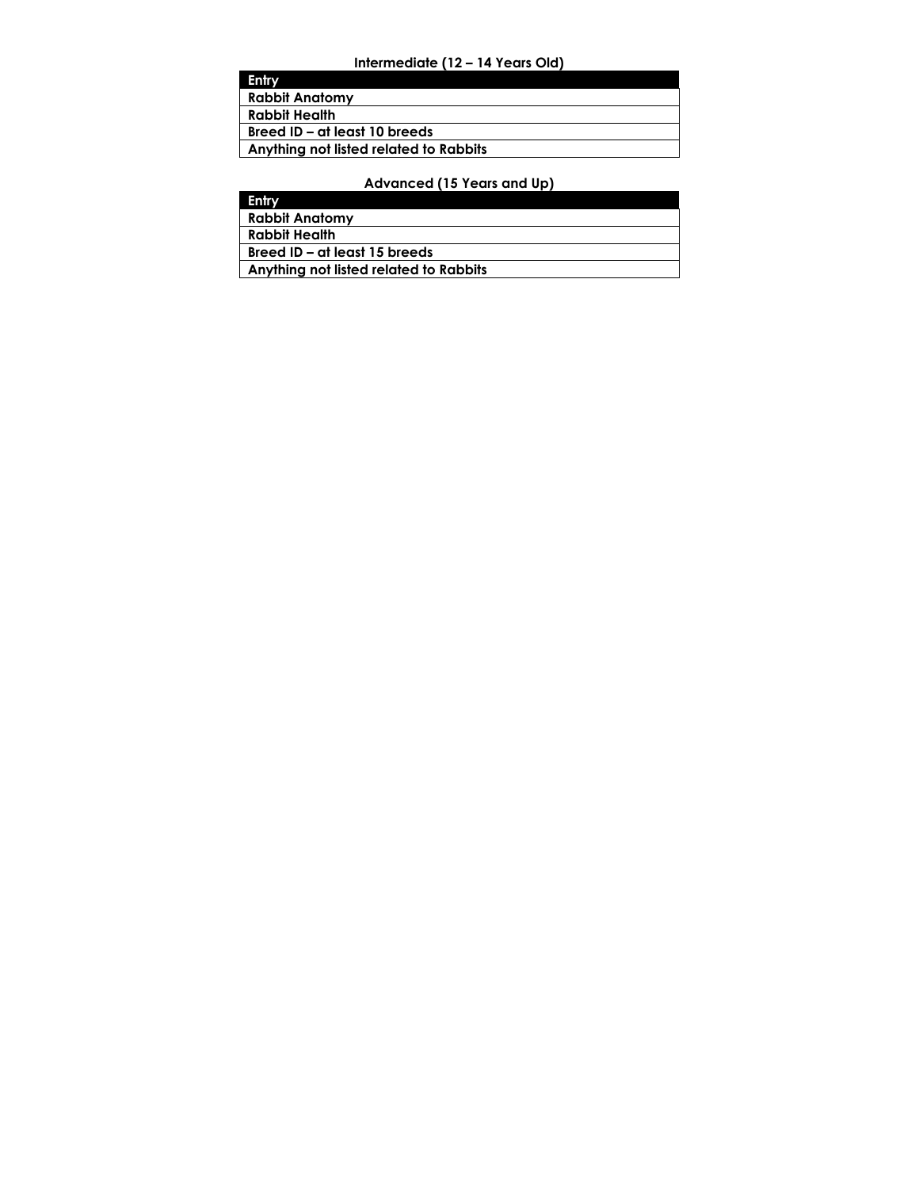### Intermediate (12 – 14 Years Old)

| Entry |
| --- |
| Rabbit Anatomy |
| Rabbit Health |
| Breed ID – at least 10 breeds |
| Anything not listed related to Rabbits |

### Advanced (15 Years and Up)

| Entry |
| --- |
| Rabbit Anatomy |
| Rabbit Health |
| Breed ID – at least 15 breeds |
| Anything not listed related to Rabbits |